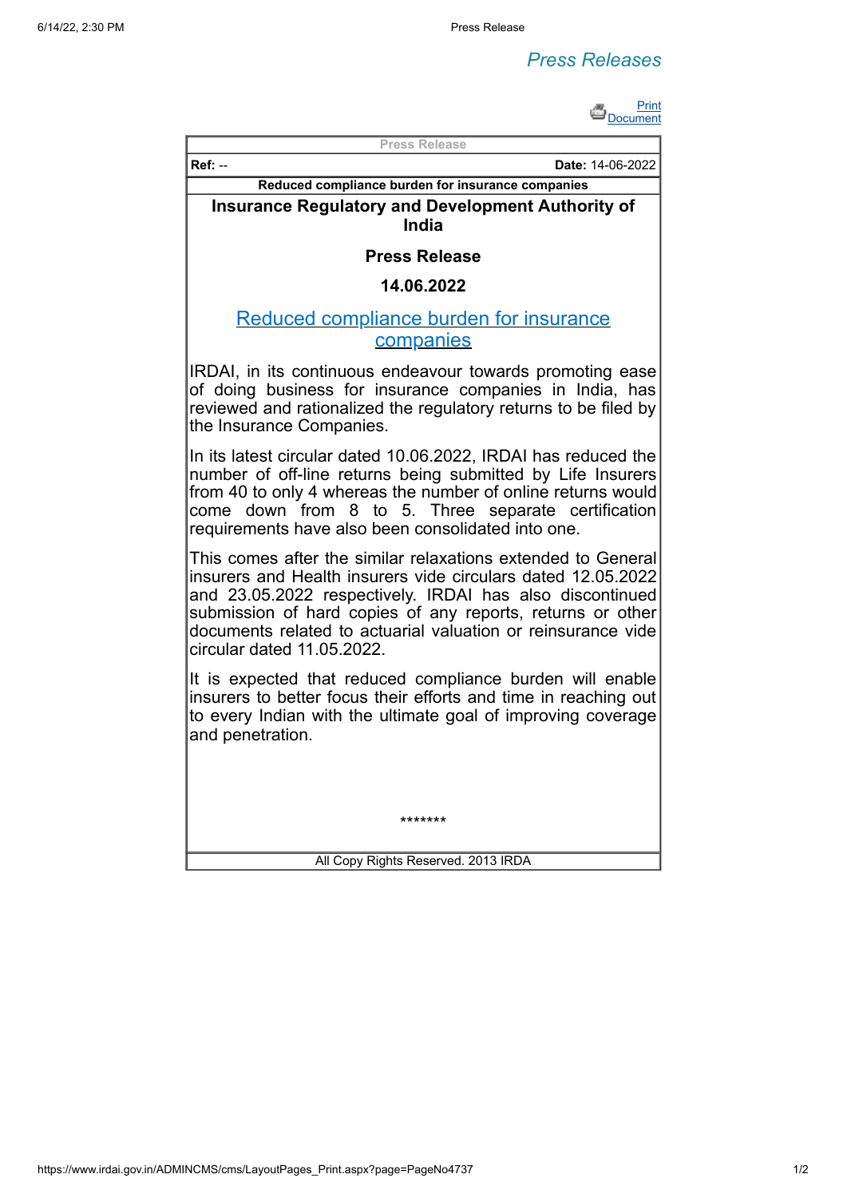# Press Releases

Print Document

| Press Release | |
|---|---|
| **Ref:** -- | **Date:** 14-06-2022 |

**Reduced compliance burden for insurance companies**

## Insurance Regulatory and Development Authority of India

### Press Release

### 14.06.2022

## Reduced compliance burden for insurance companies

IRDAI, in its continuous endeavour towards promoting ease of doing business for insurance companies in India, has reviewed and rationalized the regulatory returns to be filed by the Insurance Companies.

In its latest circular dated 10.06.2022, IRDAI has reduced the number of off-line returns being submitted by Life Insurers from 40 to only 4 whereas the number of online returns would come down from 8 to 5. Three separate certification requirements have also been consolidated into one.

This comes after the similar relaxations extended to General insurers and Health insurers vide circulars dated 12.05.2022 and 23.05.2022 respectively. IRDAI has also discontinued submission of hard copies of any reports, returns or other documents related to actuarial valuation or reinsurance vide circular dated 11.05.2022.

It is expected that reduced compliance burden will enable insurers to better focus their efforts and time in reaching out to every Indian with the ultimate goal of improving coverage and penetration.

*******

All Copy Rights Reserved. 2013 IRDA